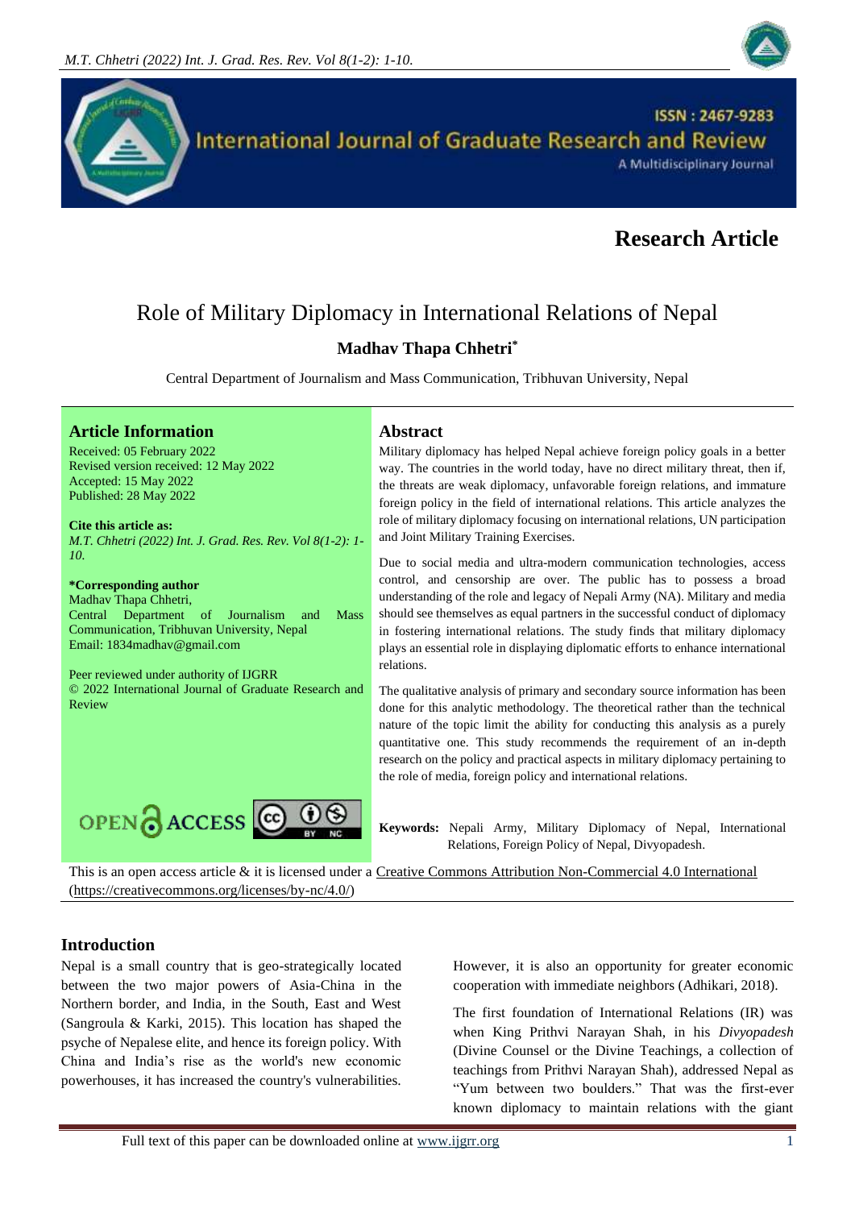International Journal of Graduate Research and Review

ISSN : 2467-9283

A Multidisciplinary Journal

**Research Article**

# Role of Military Diplomacy in International Relations of Nepal

**Madhav Thapa Chhetri***

Central Department of Journalism and Mass Communication, Tribhuvan University, Nepal

## Article Information

Received: 05 February 2022
Revised version received: 12 May 2022
Accepted: 15 May 2022
Published: 28 May 2022

**Cite this article as:**
*M.T. Chhetri (2022) Int. J. Grad. Res. Rev. Vol 8(1-2): 1-10.*

***Corresponding author**
Madhav Thapa Chhetri,
Central Department of Journalism and Mass Communication, Tribhuvan University, Nepal
Email: 1834madhav@gmail.com

Peer reviewed under authority of IJGRR
© 2022 International Journal of Graduate Research and Review

OPEN ACCESS

## Abstract

Military diplomacy has helped Nepal achieve foreign policy goals in a better way. The countries in the world today, have no direct military threat, then if, the threats are weak diplomacy, unfavorable foreign relations, and immature foreign policy in the field of international relations. This article analyzes the role of military diplomacy focusing on international relations, UN participation and Joint Military Training Exercises.

Due to social media and ultra-modern communication technologies, access control, and censorship are over. The public has to possess a broad understanding of the role and legacy of Nepali Army (NA). Military and media should see themselves as equal partners in the successful conduct of diplomacy in fostering international relations. The study finds that military diplomacy plays an essential role in displaying diplomatic efforts to enhance international relations.

The qualitative analysis of primary and secondary source information has been done for this analytic methodology. The theoretical rather than the technical nature of the topic limit the ability for conducting this analysis as a purely quantitative one. This study recommends the requirement of an in-depth research on the policy and practical aspects in military diplomacy pertaining to the role of media, foreign policy and international relations.

**Keywords:** Nepali Army, Military Diplomacy of Nepal, International Relations, Foreign Policy of Nepal, Divyopadesh.

This is an open access article & it is licensed under a Creative Commons Attribution Non-Commercial 4.0 International (https://creativecommons.org/licenses/by-nc/4.0/)

## Introduction

Nepal is a small country that is geo-strategically located between the two major powers of Asia-China in the Northern border, and India, in the South, East and West (Sangroula & Karki, 2015). This location has shaped the psyche of Nepalese elite, and hence its foreign policy. With China and India's rise as the world's new economic powerhouses, it has increased the country's vulnerabilities. However, it is also an opportunity for greater economic cooperation with immediate neighbors (Adhikari, 2018).

The first foundation of International Relations (IR) was when King Prithvi Narayan Shah, in his *Divyopadesh* (Divine Counsel or the Divine Teachings, a collection of teachings from Prithvi Narayan Shah), addressed Nepal as "Yum between two boulders." That was the first-ever known diplomacy to maintain relations with the giant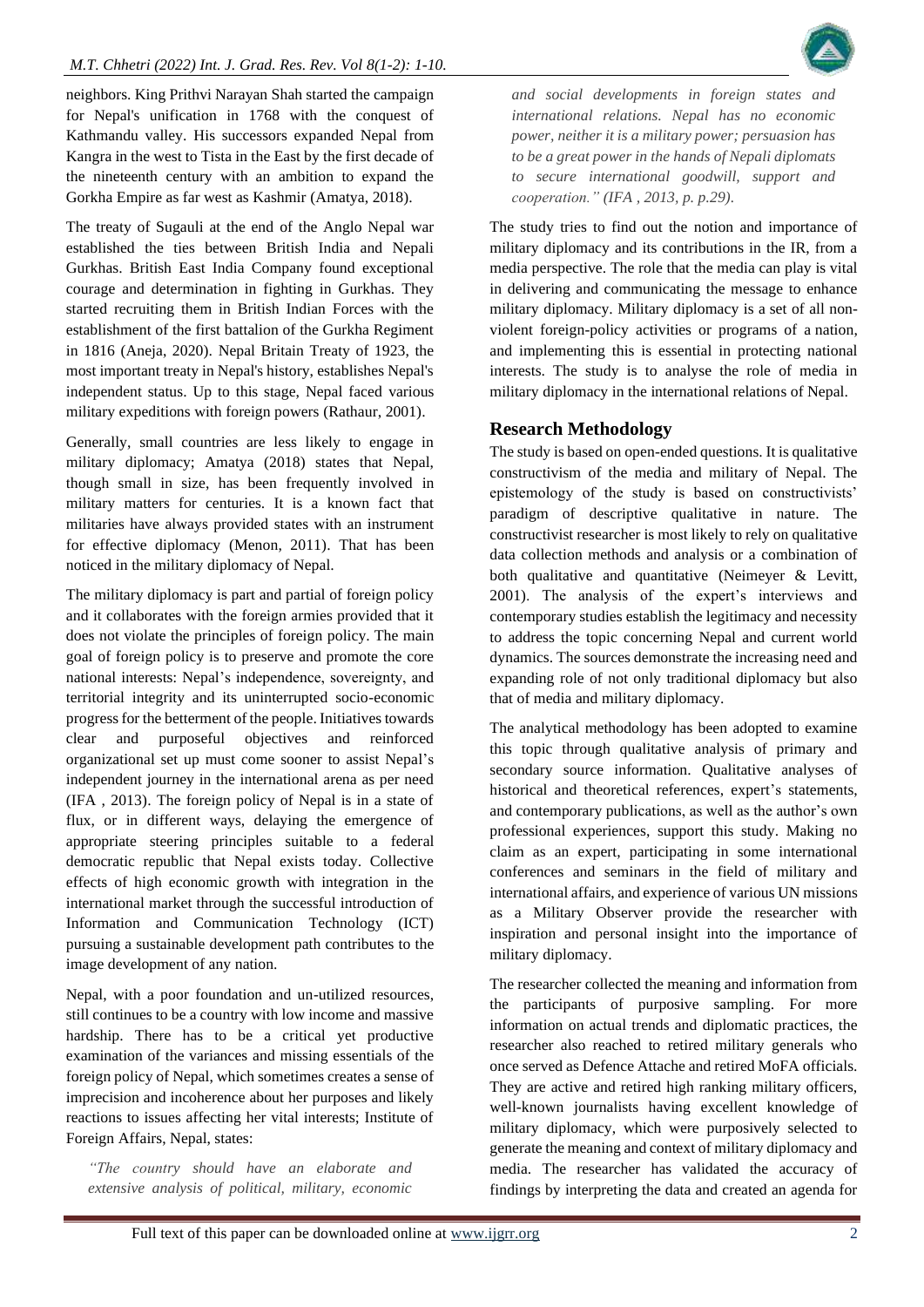neighbors. King Prithvi Narayan Shah started the campaign for Nepal's unification in 1768 with the conquest of Kathmandu valley. His successors expanded Nepal from Kangra in the west to Tista in the East by the first decade of the nineteenth century with an ambition to expand the Gorkha Empire as far west as Kashmir (Amatya, 2018).

The treaty of Sugauli at the end of the Anglo Nepal war established the ties between British India and Nepali Gurkhas. British East India Company found exceptional courage and determination in fighting in Gurkhas. They started recruiting them in British Indian Forces with the establishment of the first battalion of the Gurkha Regiment in 1816 (Aneja, 2020). Nepal Britain Treaty of 1923, the most important treaty in Nepal's history, establishes Nepal's independent status. Up to this stage, Nepal faced various military expeditions with foreign powers (Rathaur, 2001).

Generally, small countries are less likely to engage in military diplomacy; Amatya (2018) states that Nepal, though small in size, has been frequently involved in military matters for centuries. It is a known fact that militaries have always provided states with an instrument for effective diplomacy (Menon, 2011). That has been noticed in the military diplomacy of Nepal.

The military diplomacy is part and partial of foreign policy and it collaborates with the foreign armies provided that it does not violate the principles of foreign policy. The main goal of foreign policy is to preserve and promote the core national interests: Nepal's independence, sovereignty, and territorial integrity and its uninterrupted socio-economic progress for the betterment of the people. Initiatives towards clear and purposeful objectives and reinforced organizational set up must come sooner to assist Nepal's independent journey in the international arena as per need (IFA , 2013). The foreign policy of Nepal is in a state of flux, or in different ways, delaying the emergence of appropriate steering principles suitable to a federal democratic republic that Nepal exists today. Collective effects of high economic growth with integration in the international market through the successful introduction of Information and Communication Technology (ICT) pursuing a sustainable development path contributes to the image development of any nation.

Nepal, with a poor foundation and un-utilized resources, still continues to be a country with low income and massive hardship. There has to be a critical yet productive examination of the variances and missing essentials of the foreign policy of Nepal, which sometimes creates a sense of imprecision and incoherence about her purposes and likely reactions to issues affecting her vital interests; Institute of Foreign Affairs, Nepal, states:

> *"The country should have an elaborate and extensive analysis of political, military, economic and social developments in foreign states and international relations. Nepal has no economic power, neither it is a military power; persuasion has to be a great power in the hands of Nepali diplomats to secure international goodwill, support and cooperation." (IFA , 2013, p. p.29).*

The study tries to find out the notion and importance of military diplomacy and its contributions in the IR, from a media perspective. The role that the media can play is vital in delivering and communicating the message to enhance military diplomacy. Military diplomacy is a set of all non-violent foreign-policy activities or programs of a nation, and implementing this is essential in protecting national interests. The study is to analyse the role of media in military diplomacy in the international relations of Nepal.

## Research Methodology

The study is based on open-ended questions. It is qualitative constructivism of the media and military of Nepal. The epistemology of the study is based on constructivists' paradigm of descriptive qualitative in nature. The constructivist researcher is most likely to rely on qualitative data collection methods and analysis or a combination of both qualitative and quantitative (Neimeyer & Levitt, 2001). The analysis of the expert's interviews and contemporary studies establish the legitimacy and necessity to address the topic concerning Nepal and current world dynamics. The sources demonstrate the increasing need and expanding role of not only traditional diplomacy but also that of media and military diplomacy.

The analytical methodology has been adopted to examine this topic through qualitative analysis of primary and secondary source information. Qualitative analyses of historical and theoretical references, expert's statements, and contemporary publications, as well as the author's own professional experiences, support this study. Making no claim as an expert, participating in some international conferences and seminars in the field of military and international affairs, and experience of various UN missions as a Military Observer provide the researcher with inspiration and personal insight into the importance of military diplomacy.

The researcher collected the meaning and information from the participants of purposive sampling. For more information on actual trends and diplomatic practices, the researcher also reached to retired military generals who once served as Defence Attache and retired MoFA officials. They are active and retired high ranking military officers, well-known journalists having excellent knowledge of military diplomacy, which were purposively selected to generate the meaning and context of military diplomacy and media. The researcher has validated the accuracy of findings by interpreting the data and created an agenda for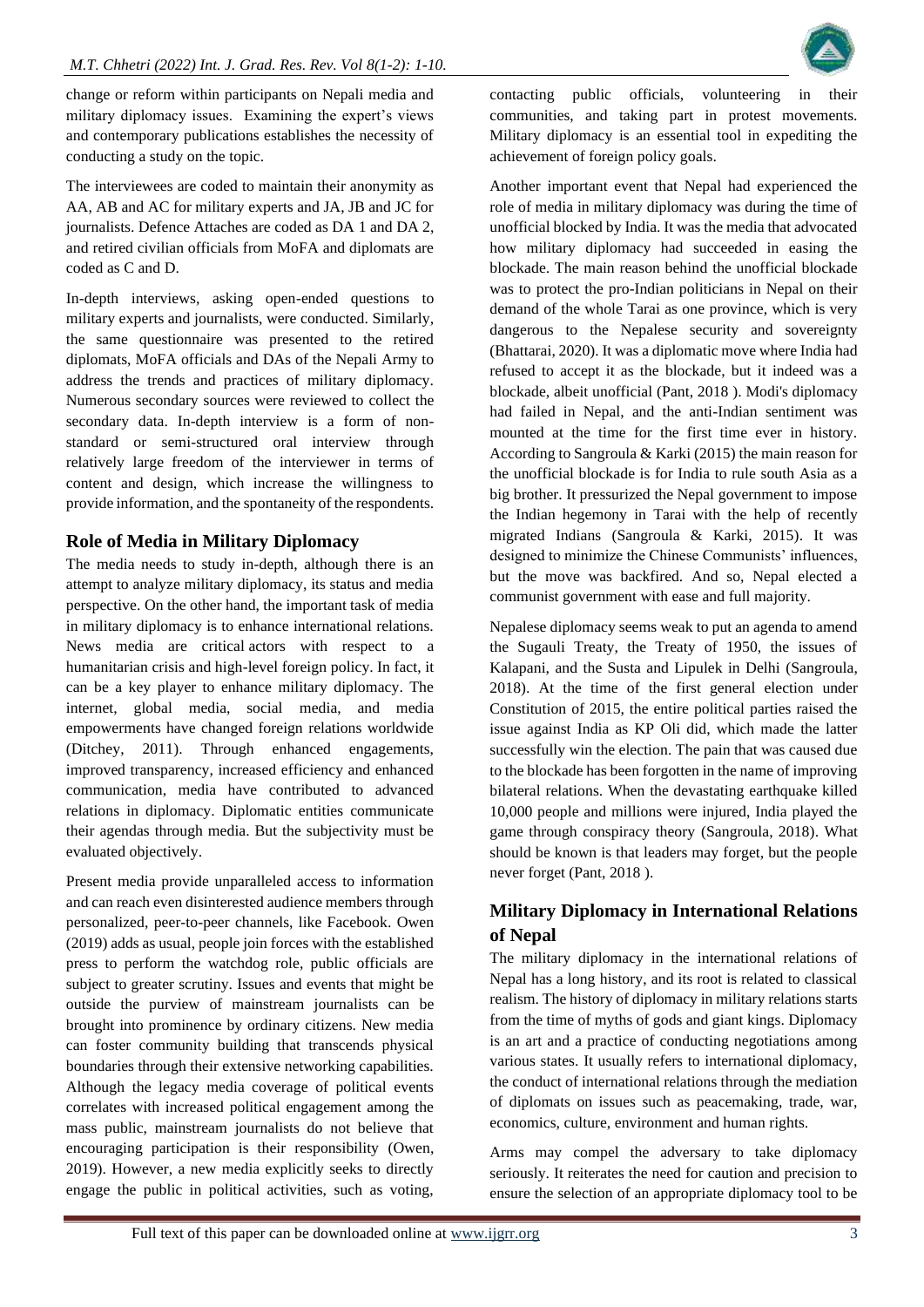change or reform within participants on Nepali media and military diplomacy issues. Examining the expert's views and contemporary publications establishes the necessity of conducting a study on the topic.

The interviewees are coded to maintain their anonymity as AA, AB and AC for military experts and JA, JB and JC for journalists. Defence Attaches are coded as DA 1 and DA 2, and retired civilian officials from MoFA and diplomats are coded as C and D.

In-depth interviews, asking open-ended questions to military experts and journalists, were conducted. Similarly, the same questionnaire was presented to the retired diplomats, MoFA officials and DAs of the Nepali Army to address the trends and practices of military diplomacy. Numerous secondary sources were reviewed to collect the secondary data. In-depth interview is a form of non-standard or semi-structured oral interview through relatively large freedom of the interviewer in terms of content and design, which increase the willingness to provide information, and the spontaneity of the respondents.

## Role of Media in Military Diplomacy

The media needs to study in-depth, although there is an attempt to analyze military diplomacy, its status and media perspective. On the other hand, the important task of media in military diplomacy is to enhance international relations. News media are critical actors with respect to a humanitarian crisis and high-level foreign policy. In fact, it can be a key player to enhance military diplomacy. The internet, global media, social media, and media empowerments have changed foreign relations worldwide (Ditchey, 2011). Through enhanced engagements, improved transparency, increased efficiency and enhanced communication, media have contributed to advanced relations in diplomacy. Diplomatic entities communicate their agendas through media. But the subjectivity must be evaluated objectively.

Present media provide unparalleled access to information and can reach even disinterested audience members through personalized, peer-to-peer channels, like Facebook. Owen (2019) adds as usual, people join forces with the established press to perform the watchdog role, public officials are subject to greater scrutiny. Issues and events that might be outside the purview of mainstream journalists can be brought into prominence by ordinary citizens. New media can foster community building that transcends physical boundaries through their extensive networking capabilities. Although the legacy media coverage of political events correlates with increased political engagement among the mass public, mainstream journalists do not believe that encouraging participation is their responsibility (Owen, 2019). However, a new media explicitly seeks to directly engage the public in political activities, such as voting, contacting public officials, volunteering in their communities, and taking part in protest movements. Military diplomacy is an essential tool in expediting the achievement of foreign policy goals.

Another important event that Nepal had experienced the role of media in military diplomacy was during the time of unofficial blocked by India. It was the media that advocated how military diplomacy had succeeded in easing the blockade. The main reason behind the unofficial blockade was to protect the pro-Indian politicians in Nepal on their demand of the whole Tarai as one province, which is very dangerous to the Nepalese security and sovereignty (Bhattarai, 2020). It was a diplomatic move where India had refused to accept it as the blockade, but it indeed was a blockade, albeit unofficial (Pant, 2018 ). Modi's diplomacy had failed in Nepal, and the anti-Indian sentiment was mounted at the time for the first time ever in history. According to Sangroula & Karki (2015) the main reason for the unofficial blockade is for India to rule south Asia as a big brother. It pressurized the Nepal government to impose the Indian hegemony in Tarai with the help of recently migrated Indians (Sangroula & Karki, 2015). It was designed to minimize the Chinese Communists' influences, but the move was backfired. And so, Nepal elected a communist government with ease and full majority.

Nepalese diplomacy seems weak to put an agenda to amend the Sugauli Treaty, the Treaty of 1950, the issues of Kalapani, and the Susta and Lipulek in Delhi (Sangroula, 2018). At the time of the first general election under Constitution of 2015, the entire political parties raised the issue against India as KP Oli did, which made the latter successfully win the election. The pain that was caused due to the blockade has been forgotten in the name of improving bilateral relations. When the devastating earthquake killed 10,000 people and millions were injured, India played the game through conspiracy theory (Sangroula, 2018). What should be known is that leaders may forget, but the people never forget (Pant, 2018 ).

## Military Diplomacy in International Relations of Nepal

The military diplomacy in the international relations of Nepal has a long history, and its root is related to classical realism. The history of diplomacy in military relations starts from the time of myths of gods and giant kings. Diplomacy is an art and a practice of conducting negotiations among various states. It usually refers to international diplomacy, the conduct of international relations through the mediation of diplomats on issues such as peacemaking, trade, war, economics, culture, environment and human rights.

Arms may compel the adversary to take diplomacy seriously. It reiterates the need for caution and precision to ensure the selection of an appropriate diplomacy tool to be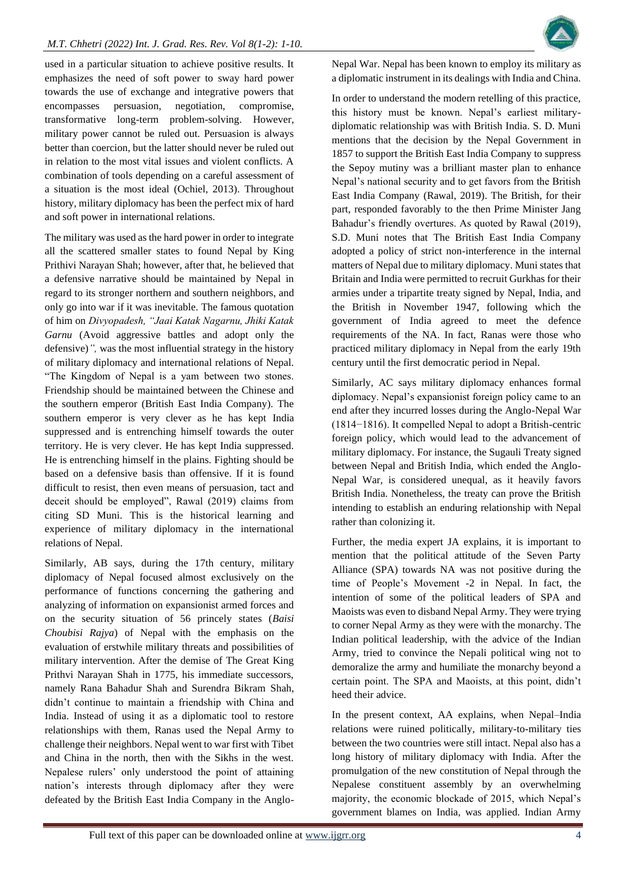used in a particular situation to achieve positive results. It emphasizes the need of soft power to sway hard power towards the use of exchange and integrative powers that encompasses persuasion, negotiation, compromise, transformative long-term problem-solving. However, military power cannot be ruled out. Persuasion is always better than coercion, but the latter should never be ruled out in relation to the most vital issues and violent conflicts. A combination of tools depending on a careful assessment of a situation is the most ideal (Ochiel, 2013). Throughout history, military diplomacy has been the perfect mix of hard and soft power in international relations.

The military was used as the hard power in order to integrate all the scattered smaller states to found Nepal by King Prithivi Narayan Shah; however, after that, he believed that a defensive narrative should be maintained by Nepal in regard to its stronger northern and southern neighbors, and only go into war if it was inevitable. The famous quotation of him on *Divyopadesh, "Jaai Katak Nagarnu, Jhiki Katak Garnu* (Avoid aggressive battles and adopt only the defensive)*",* was the most influential strategy in the history of military diplomacy and international relations of Nepal. "The Kingdom of Nepal is a yam between two stones. Friendship should be maintained between the Chinese and the southern emperor (British East India Company). The southern emperor is very clever as he has kept India suppressed and is entrenching himself towards the outer territory. He is very clever. He has kept India suppressed. He is entrenching himself in the plains. Fighting should be based on a defensive basis than offensive. If it is found difficult to resist, then even means of persuasion, tact and deceit should be employed", Rawal (2019) claims from citing SD Muni. This is the historical learning and experience of military diplomacy in the international relations of Nepal.

Similarly, AB says, during the 17th century, military diplomacy of Nepal focused almost exclusively on the performance of functions concerning the gathering and analyzing of information on expansionist armed forces and on the security situation of 56 princely states (*Baisi Choubisi Rajya*) of Nepal with the emphasis on the evaluation of erstwhile military threats and possibilities of military intervention. After the demise of The Great King Prithvi Narayan Shah in 1775, his immediate successors, namely Rana Bahadur Shah and Surendra Bikram Shah, didn't continue to maintain a friendship with China and India. Instead of using it as a diplomatic tool to restore relationships with them, Ranas used the Nepal Army to challenge their neighbors. Nepal went to war first with Tibet and China in the north, then with the Sikhs in the west. Nepalese rulers' only understood the point of attaining nation's interests through diplomacy after they were defeated by the British East India Company in the Anglo-Nepal War. Nepal has been known to employ its military as a diplomatic instrument in its dealings with India and China.

In order to understand the modern retelling of this practice, this history must be known. Nepal's earliest military-diplomatic relationship was with British India. S. D. Muni mentions that the decision by the Nepal Government in 1857 to support the British East India Company to suppress the Sepoy mutiny was a brilliant master plan to enhance Nepal's national security and to get favors from the British East India Company (Rawal, 2019). The British, for their part, responded favorably to the then Prime Minister Jang Bahadur's friendly overtures. As quoted by Rawal (2019), S.D. Muni notes that The British East India Company adopted a policy of strict non-interference in the internal matters of Nepal due to military diplomacy. Muni states that Britain and India were permitted to recruit Gurkhas for their armies under a tripartite treaty signed by Nepal, India, and the British in November 1947, following which the government of India agreed to meet the defence requirements of the NA. In fact, Ranas were those who practiced military diplomacy in Nepal from the early 19th century until the first democratic period in Nepal.

Similarly, AC says military diplomacy enhances formal diplomacy. Nepal's expansionist foreign policy came to an end after they incurred losses during the Anglo-Nepal War (1814−1816). It compelled Nepal to adopt a British-centric foreign policy, which would lead to the advancement of military diplomacy. For instance, the Sugauli Treaty signed between Nepal and British India, which ended the Anglo-Nepal War, is considered unequal, as it heavily favors British India. Nonetheless, the treaty can prove the British intending to establish an enduring relationship with Nepal rather than colonizing it.

Further, the media expert JA explains, it is important to mention that the political attitude of the Seven Party Alliance (SPA) towards NA was not positive during the time of People's Movement -2 in Nepal. In fact, the intention of some of the political leaders of SPA and Maoists was even to disband Nepal Army. They were trying to corner Nepal Army as they were with the monarchy. The Indian political leadership, with the advice of the Indian Army, tried to convince the Nepali political wing not to demoralize the army and humiliate the monarchy beyond a certain point. The SPA and Maoists, at this point, didn't heed their advice.

In the present context, AA explains, when Nepal–India relations were ruined politically, military-to-military ties between the two countries were still intact. Nepal also has a long history of military diplomacy with India. After the promulgation of the new constitution of Nepal through the Nepalese constituent assembly by an overwhelming majority, the economic blockade of 2015, which Nepal's government blames on India, was applied. Indian Army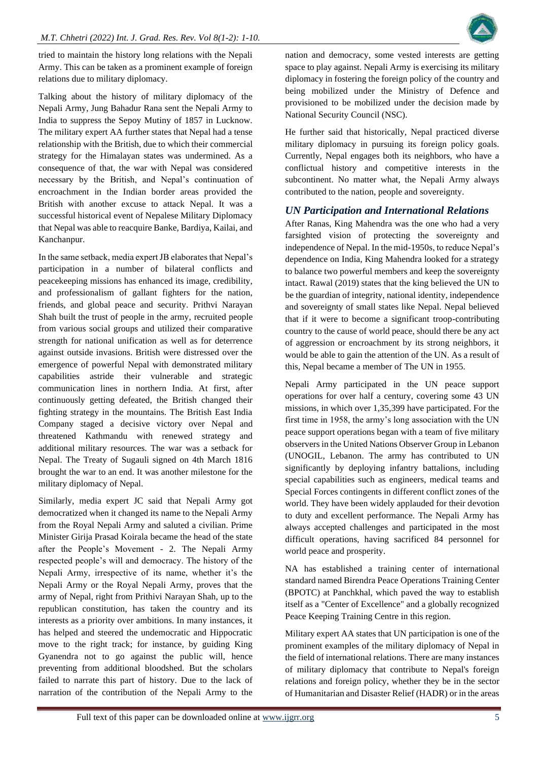tried to maintain the history long relations with the Nepali Army. This can be taken as a prominent example of foreign relations due to military diplomacy.

Talking about the history of military diplomacy of the Nepali Army, Jung Bahadur Rana sent the Nepali Army to India to suppress the Sepoy Mutiny of 1857 in Lucknow. The military expert AA further states that Nepal had a tense relationship with the British, due to which their commercial strategy for the Himalayan states was undermined. As a consequence of that, the war with Nepal was considered necessary by the British, and Nepal's continuation of encroachment in the Indian border areas provided the British with another excuse to attack Nepal. It was a successful historical event of Nepalese Military Diplomacy that Nepal was able to reacquire Banke, Bardiya, Kailai, and Kanchanpur.

In the same setback, media expert JB elaborates that Nepal's participation in a number of bilateral conflicts and peacekeeping missions has enhanced its image, credibility, and professionalism of gallant fighters for the nation, friends, and global peace and security. Prithvi Narayan Shah built the trust of people in the army, recruited people from various social groups and utilized their comparative strength for national unification as well as for deterrence against outside invasions. British were distressed over the emergence of powerful Nepal with demonstrated military capabilities astride their vulnerable and strategic communication lines in northern India. At first, after continuously getting defeated, the British changed their fighting strategy in the mountains. The British East India Company staged a decisive victory over Nepal and threatened Kathmandu with renewed strategy and additional military resources. The war was a setback for Nepal. The Treaty of Sugauli signed on 4th March 1816 brought the war to an end. It was another milestone for the military diplomacy of Nepal.

Similarly, media expert JC said that Nepali Army got democratized when it changed its name to the Nepali Army from the Royal Nepali Army and saluted a civilian. Prime Minister Girija Prasad Koirala became the head of the state after the People's Movement - 2. The Nepali Army respected people's will and democracy. The history of the Nepali Army, irrespective of its name, whether it's the Nepali Army or the Royal Nepali Army, proves that the army of Nepal, right from Prithivi Narayan Shah, up to the republican constitution, has taken the country and its interests as a priority over ambitions. In many instances, it has helped and steered the undemocratic and Hippocratic move to the right track; for instance, by guiding King Gyanendra not to go against the public will, hence preventing from additional bloodshed. But the scholars failed to narrate this part of history. Due to the lack of narration of the contribution of the Nepali Army to the nation and democracy, some vested interests are getting space to play against. Nepali Army is exercising its military diplomacy in fostering the foreign policy of the country and being mobilized under the Ministry of Defence and provisioned to be mobilized under the decision made by National Security Council (NSC).

He further said that historically, Nepal practiced diverse military diplomacy in pursuing its foreign policy goals. Currently, Nepal engages both its neighbors, who have a conflictual history and competitive interests in the subcontinent. No matter what, the Nepali Army always contributed to the nation, people and sovereignty.

## *UN Participation and International Relations*

After Ranas, King Mahendra was the one who had a very farsighted vision of protecting the sovereignty and independence of Nepal. In the mid-1950s, to reduce Nepal's dependence on India, King Mahendra looked for a strategy to balance two powerful members and keep the sovereignty intact. Rawal (2019) states that the king believed the UN to be the guardian of integrity, national identity, independence and sovereignty of small states like Nepal. Nepal believed that if it were to become a significant troop-contributing country to the cause of world peace, should there be any act of aggression or encroachment by its strong neighbors, it would be able to gain the attention of the UN. As a result of this, Nepal became a member of The UN in 1955.

Nepali Army participated in the UN peace support operations for over half a century, covering some 43 UN missions, in which over 1,35,399 have participated. For the first time in 1958, the army's long association with the UN peace support operations began with a team of five military observers in the United Nations Observer Group in Lebanon (UNOGIL, Lebanon. The army has contributed to UN significantly by deploying infantry battalions, including special capabilities such as engineers, medical teams and Special Forces contingents in different conflict zones of the world. They have been widely applauded for their devotion to duty and excellent performance. The Nepali Army has always accepted challenges and participated in the most difficult operations, having sacrificed 84 personnel for world peace and prosperity.

NA has established a training center of international standard named Birendra Peace Operations Training Center (BPOTC) at Panchkhal, which paved the way to establish itself as a "Center of Excellence" and a globally recognized Peace Keeping Training Centre in this region.

Military expert AA states that UN participation is one of the prominent examples of the military diplomacy of Nepal in the field of international relations. There are many instances of military diplomacy that contribute to Nepal's foreign relations and foreign policy, whether they be in the sector of Humanitarian and Disaster Relief (HADR) or in the areas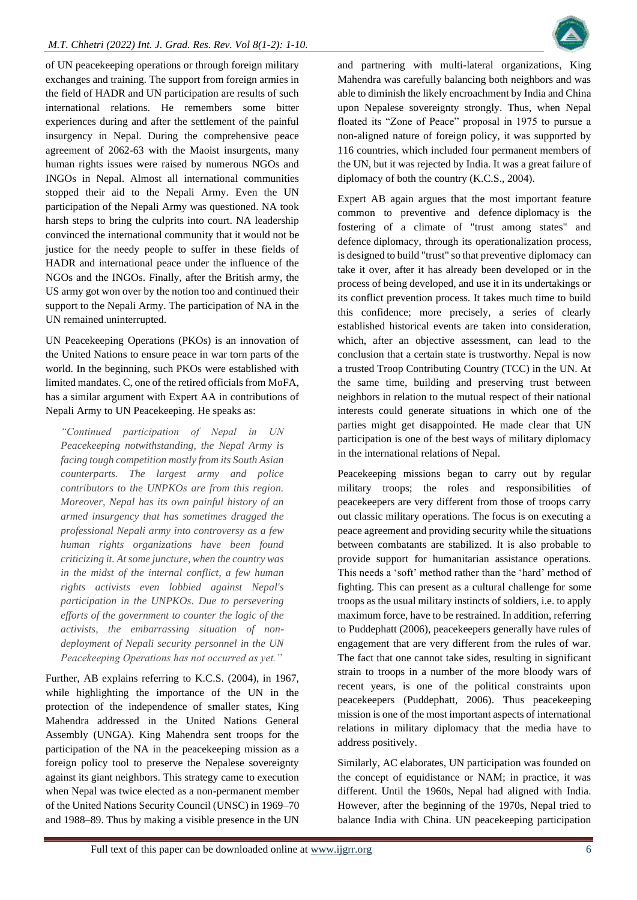of UN peacekeeping operations or through foreign military exchanges and training. The support from foreign armies in the field of HADR and UN participation are results of such international relations. He remembers some bitter experiences during and after the settlement of the painful insurgency in Nepal. During the comprehensive peace agreement of 2062-63 with the Maoist insurgents, many human rights issues were raised by numerous NGOs and INGOs in Nepal. Almost all international communities stopped their aid to the Nepali Army. Even the UN participation of the Nepali Army was questioned. NA took harsh steps to bring the culprits into court. NA leadership convinced the international community that it would not be justice for the needy people to suffer in these fields of HADR and international peace under the influence of the NGOs and the INGOs. Finally, after the British army, the US army got won over by the notion too and continued their support to the Nepali Army. The participation of NA in the UN remained uninterrupted.

UN Peacekeeping Operations (PKOs) is an innovation of the United Nations to ensure peace in war torn parts of the world. In the beginning, such PKOs were established with limited mandates. C, one of the retired officials from MoFA, has a similar argument with Expert AA in contributions of Nepali Army to UN Peacekeeping. He speaks as:

> *"Continued participation of Nepal in UN Peacekeeping notwithstanding, the Nepal Army is facing tough competition mostly from its South Asian counterparts. The largest army and police contributors to the UNPKOs are from this region. Moreover, Nepal has its own painful history of an armed insurgency that has sometimes dragged the professional Nepali army into controversy as a few human rights organizations have been found criticizing it. At some juncture, when the country was in the midst of the internal conflict, a few human rights activists even lobbied against Nepal's participation in the UNPKOs. Due to persevering efforts of the government to counter the logic of the activists, the embarrassing situation of non-deployment of Nepali security personnel in the UN Peacekeeping Operations has not occurred as yet."*

Further, AB explains referring to K.C.S. (2004), in 1967, while highlighting the importance of the UN in the protection of the independence of smaller states, King Mahendra addressed in the United Nations General Assembly (UNGA). King Mahendra sent troops for the participation of the NA in the peacekeeping mission as a foreign policy tool to preserve the Nepalese sovereignty against its giant neighbors. This strategy came to execution when Nepal was twice elected as a non-permanent member of the United Nations Security Council (UNSC) in 1969–70 and 1988–89. Thus by making a visible presence in the UN and partnering with multi-lateral organizations, King Mahendra was carefully balancing both neighbors and was able to diminish the likely encroachment by India and China upon Nepalese sovereignty strongly. Thus, when Nepal floated its "Zone of Peace" proposal in 1975 to pursue a non-aligned nature of foreign policy, it was supported by 116 countries, which included four permanent members of the UN, but it was rejected by India. It was a great failure of diplomacy of both the country (K.C.S., 2004).

Expert AB again argues that the most important feature common to preventive and defence diplomacy is the fostering of a climate of "trust among states" and defence diplomacy, through its operationalization process, is designed to build "trust" so that preventive diplomacy can take it over, after it has already been developed or in the process of being developed, and use it in its undertakings or its conflict prevention process. It takes much time to build this confidence; more precisely, a series of clearly established historical events are taken into consideration, which, after an objective assessment, can lead to the conclusion that a certain state is trustworthy. Nepal is now a trusted Troop Contributing Country (TCC) in the UN. At the same time, building and preserving trust between neighbors in relation to the mutual respect of their national interests could generate situations in which one of the parties might get disappointed. He made clear that UN participation is one of the best ways of military diplomacy in the international relations of Nepal.

Peacekeeping missions began to carry out by regular military troops; the roles and responsibilities of peacekeepers are very different from those of troops carry out classic military operations. The focus is on executing a peace agreement and providing security while the situations between combatants are stabilized. It is also probable to provide support for humanitarian assistance operations. This needs a 'soft' method rather than the 'hard' method of fighting. This can present as a cultural challenge for some troops as the usual military instincts of soldiers, i.e. to apply maximum force, have to be restrained. In addition, referring to Puddephatt (2006), peacekeepers generally have rules of engagement that are very different from the rules of war. The fact that one cannot take sides, resulting in significant strain to troops in a number of the more bloody wars of recent years, is one of the political constraints upon peacekeepers (Puddephatt, 2006). Thus peacekeeping mission is one of the most important aspects of international relations in military diplomacy that the media have to address positively.

Similarly, AC elaborates, UN participation was founded on the concept of equidistance or NAM; in practice, it was different. Until the 1960s, Nepal had aligned with India. However, after the beginning of the 1970s, Nepal tried to balance India with China. UN peacekeeping participation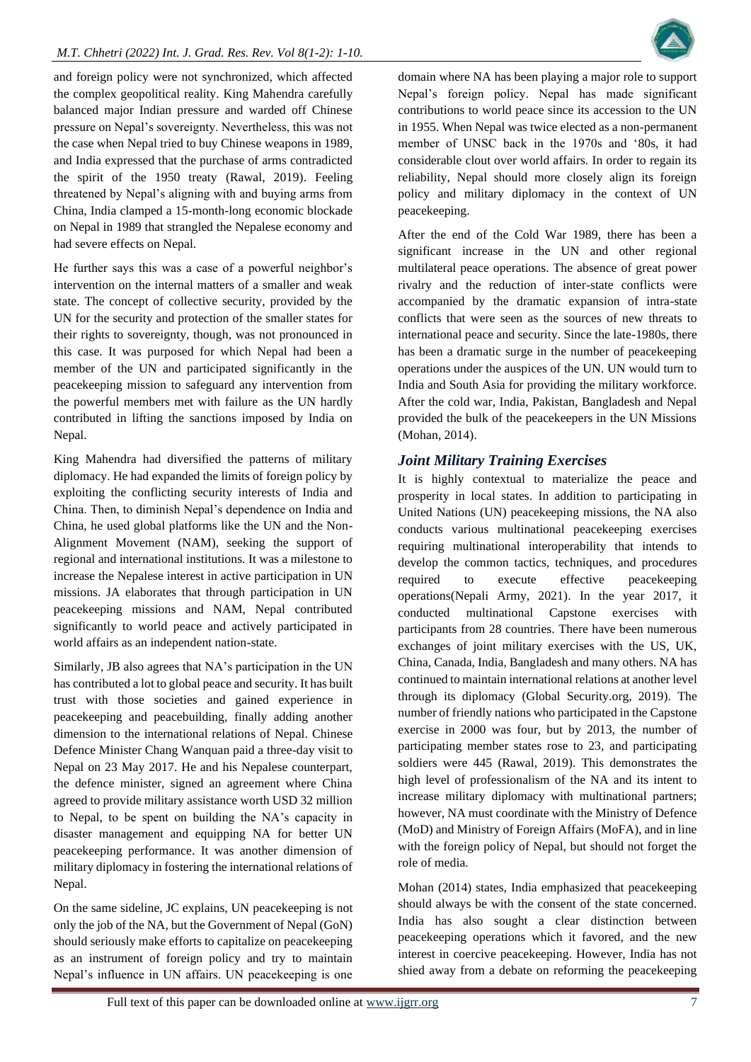and foreign policy were not synchronized, which affected the complex geopolitical reality. King Mahendra carefully balanced major Indian pressure and warded off Chinese pressure on Nepal's sovereignty. Nevertheless, this was not the case when Nepal tried to buy Chinese weapons in 1989, and India expressed that the purchase of arms contradicted the spirit of the 1950 treaty (Rawal, 2019). Feeling threatened by Nepal's aligning with and buying arms from China, India clamped a 15-month-long economic blockade on Nepal in 1989 that strangled the Nepalese economy and had severe effects on Nepal.

He further says this was a case of a powerful neighbor's intervention on the internal matters of a smaller and weak state. The concept of collective security, provided by the UN for the security and protection of the smaller states for their rights to sovereignty, though, was not pronounced in this case. It was purposed for which Nepal had been a member of the UN and participated significantly in the peacekeeping mission to safeguard any intervention from the powerful members met with failure as the UN hardly contributed in lifting the sanctions imposed by India on Nepal.

King Mahendra had diversified the patterns of military diplomacy. He had expanded the limits of foreign policy by exploiting the conflicting security interests of India and China. Then, to diminish Nepal's dependence on India and China, he used global platforms like the UN and the Non-Alignment Movement (NAM), seeking the support of regional and international institutions. It was a milestone to increase the Nepalese interest in active participation in UN missions. JA elaborates that through participation in UN peacekeeping missions and NAM, Nepal contributed significantly to world peace and actively participated in world affairs as an independent nation-state.

Similarly, JB also agrees that NA's participation in the UN has contributed a lot to global peace and security. It has built trust with those societies and gained experience in peacekeeping and peacebuilding, finally adding another dimension to the international relations of Nepal. Chinese Defence Minister Chang Wanquan paid a three-day visit to Nepal on 23 May 2017. He and his Nepalese counterpart, the defence minister, signed an agreement where China agreed to provide military assistance worth USD 32 million to Nepal, to be spent on building the NA's capacity in disaster management and equipping NA for better UN peacekeeping performance. It was another dimension of military diplomacy in fostering the international relations of Nepal.

On the same sideline, JC explains, UN peacekeeping is not only the job of the NA, but the Government of Nepal (GoN) should seriously make efforts to capitalize on peacekeeping as an instrument of foreign policy and try to maintain Nepal's influence in UN affairs. UN peacekeeping is one domain where NA has been playing a major role to support Nepal's foreign policy. Nepal has made significant contributions to world peace since its accession to the UN in 1955. When Nepal was twice elected as a non-permanent member of UNSC back in the 1970s and '80s, it had considerable clout over world affairs. In order to regain its reliability, Nepal should more closely align its foreign policy and military diplomacy in the context of UN peacekeeping.

After the end of the Cold War 1989, there has been a significant increase in the UN and other regional multilateral peace operations. The absence of great power rivalry and the reduction of inter-state conflicts were accompanied by the dramatic expansion of intra-state conflicts that were seen as the sources of new threats to international peace and security. Since the late-1980s, there has been a dramatic surge in the number of peacekeeping operations under the auspices of the UN. UN would turn to India and South Asia for providing the military workforce. After the cold war, India, Pakistan, Bangladesh and Nepal provided the bulk of the peacekeepers in the UN Missions (Mohan, 2014).

## *Joint Military Training Exercises*

It is highly contextual to materialize the peace and prosperity in local states. In addition to participating in United Nations (UN) peacekeeping missions, the NA also conducts various multinational peacekeeping exercises requiring multinational interoperability that intends to develop the common tactics, techniques, and procedures required to execute effective peacekeeping operations(Nepali Army, 2021). In the year 2017, it conducted multinational Capstone exercises with participants from 28 countries. There have been numerous exchanges of joint military exercises with the US, UK, China, Canada, India, Bangladesh and many others. NA has continued to maintain international relations at another level through its diplomacy (Global Security.org, 2019). The number of friendly nations who participated in the Capstone exercise in 2000 was four, but by 2013, the number of participating member states rose to 23, and participating soldiers were 445 (Rawal, 2019). This demonstrates the high level of professionalism of the NA and its intent to increase military diplomacy with multinational partners; however, NA must coordinate with the Ministry of Defence (MoD) and Ministry of Foreign Affairs (MoFA), and in line with the foreign policy of Nepal, but should not forget the role of media.

Mohan (2014) states, India emphasized that peacekeeping should always be with the consent of the state concerned. India has also sought a clear distinction between peacekeeping operations which it favored, and the new interest in coercive peacekeeping. However, India has not shied away from a debate on reforming the peacekeeping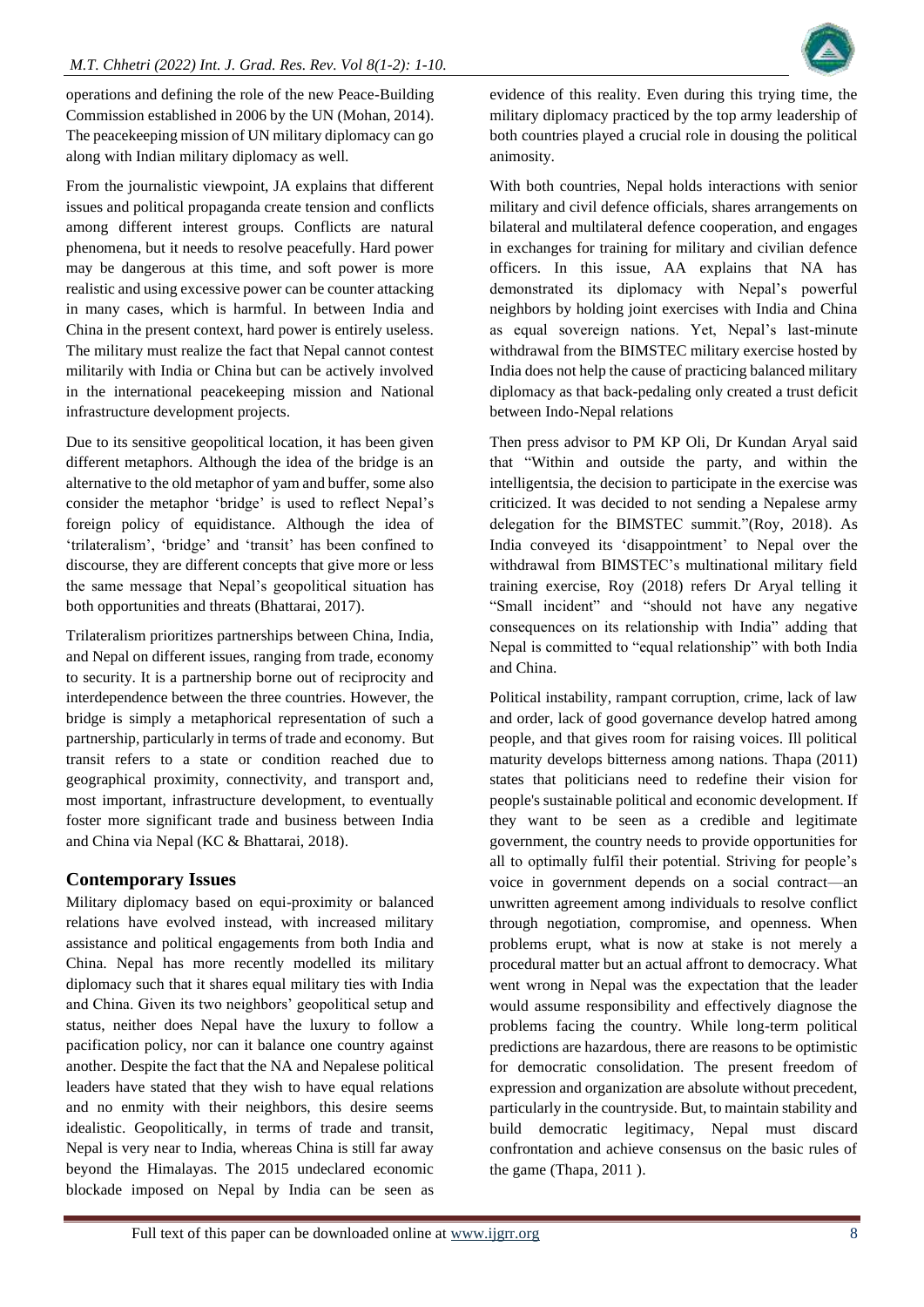operations and defining the role of the new Peace-Building Commission established in 2006 by the UN (Mohan, 2014). The peacekeeping mission of UN military diplomacy can go along with Indian military diplomacy as well.

From the journalistic viewpoint, JA explains that different issues and political propaganda create tension and conflicts among different interest groups. Conflicts are natural phenomena, but it needs to resolve peacefully. Hard power may be dangerous at this time, and soft power is more realistic and using excessive power can be counter attacking in many cases, which is harmful. In between India and China in the present context, hard power is entirely useless. The military must realize the fact that Nepal cannot contest militarily with India or China but can be actively involved in the international peacekeeping mission and National infrastructure development projects.

Due to its sensitive geopolitical location, it has been given different metaphors. Although the idea of the bridge is an alternative to the old metaphor of yam and buffer, some also consider the metaphor 'bridge' is used to reflect Nepal's foreign policy of equidistance. Although the idea of 'trilateralism', 'bridge' and 'transit' has been confined to discourse, they are different concepts that give more or less the same message that Nepal's geopolitical situation has both opportunities and threats (Bhattarai, 2017).

Trilateralism prioritizes partnerships between China, India, and Nepal on different issues, ranging from trade, economy to security. It is a partnership borne out of reciprocity and interdependence between the three countries. However, the bridge is simply a metaphorical representation of such a partnership, particularly in terms of trade and economy. But transit refers to a state or condition reached due to geographical proximity, connectivity, and transport and, most important, infrastructure development, to eventually foster more significant trade and business between India and China via Nepal (KC & Bhattarai, 2018).

## Contemporary Issues

Military diplomacy based on equi-proximity or balanced relations have evolved instead, with increased military assistance and political engagements from both India and China. Nepal has more recently modelled its military diplomacy such that it shares equal military ties with India and China. Given its two neighbors' geopolitical setup and status, neither does Nepal have the luxury to follow a pacification policy, nor can it balance one country against another. Despite the fact that the NA and Nepalese political leaders have stated that they wish to have equal relations and no enmity with their neighbors, this desire seems idealistic. Geopolitically, in terms of trade and transit, Nepal is very near to India, whereas China is still far away beyond the Himalayas. The 2015 undeclared economic blockade imposed on Nepal by India can be seen as evidence of this reality. Even during this trying time, the military diplomacy practiced by the top army leadership of both countries played a crucial role in dousing the political animosity.

With both countries, Nepal holds interactions with senior military and civil defence officials, shares arrangements on bilateral and multilateral defence cooperation, and engages in exchanges for training for military and civilian defence officers. In this issue, AA explains that NA has demonstrated its diplomacy with Nepal's powerful neighbors by holding joint exercises with India and China as equal sovereign nations. Yet, Nepal's last-minute withdrawal from the BIMSTEC military exercise hosted by India does not help the cause of practicing balanced military diplomacy as that back-pedaling only created a trust deficit between Indo-Nepal relations

Then press advisor to PM KP Oli, Dr Kundan Aryal said that "Within and outside the party, and within the intelligentsia, the decision to participate in the exercise was criticized. It was decided to not sending a Nepalese army delegation for the BIMSTEC summit."(Roy, 2018). As India conveyed its 'disappointment' to Nepal over the withdrawal from BIMSTEC's multinational military field training exercise, Roy (2018) refers Dr Aryal telling it "Small incident" and "should not have any negative consequences on its relationship with India" adding that Nepal is committed to "equal relationship" with both India and China.

Political instability, rampant corruption, crime, lack of law and order, lack of good governance develop hatred among people, and that gives room for raising voices. Ill political maturity develops bitterness among nations. Thapa (2011) states that politicians need to redefine their vision for people's sustainable political and economic development. If they want to be seen as a credible and legitimate government, the country needs to provide opportunities for all to optimally fulfil their potential. Striving for people's voice in government depends on a social contract—an unwritten agreement among individuals to resolve conflict through negotiation, compromise, and openness. When problems erupt, what is now at stake is not merely a procedural matter but an actual affront to democracy. What went wrong in Nepal was the expectation that the leader would assume responsibility and effectively diagnose the problems facing the country. While long-term political predictions are hazardous, there are reasons to be optimistic for democratic consolidation. The present freedom of expression and organization are absolute without precedent, particularly in the countryside. But, to maintain stability and build democratic legitimacy, Nepal must discard confrontation and achieve consensus on the basic rules of the game (Thapa, 2011 ).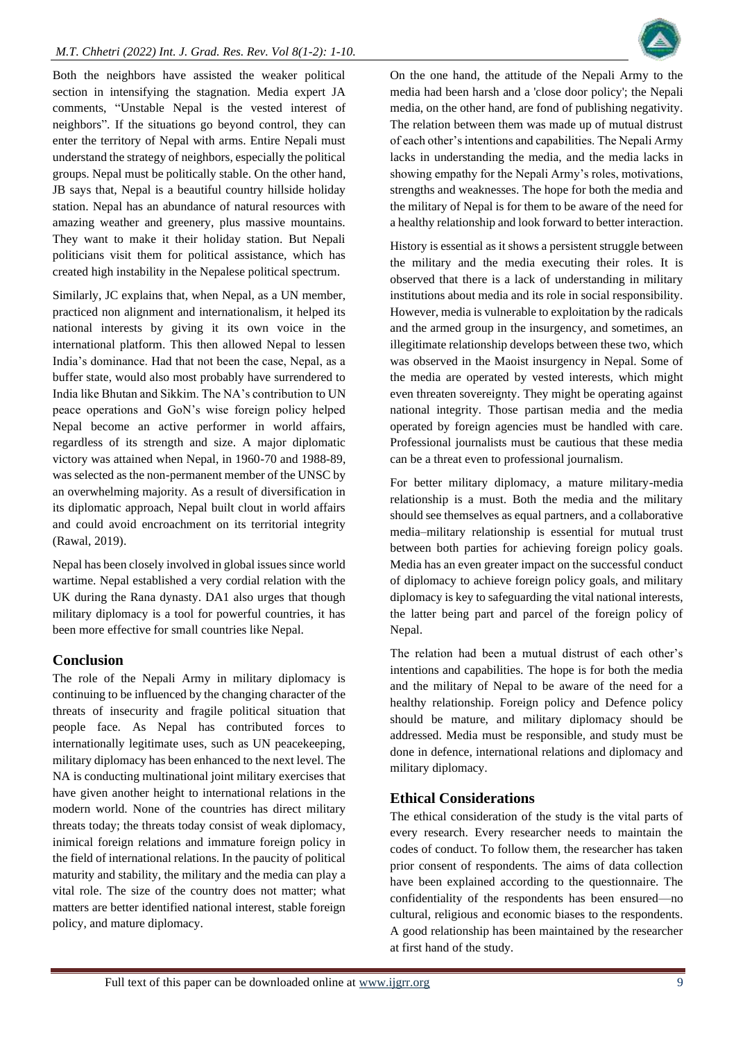Both the neighbors have assisted the weaker political section in intensifying the stagnation. Media expert JA comments, "Unstable Nepal is the vested interest of neighbors". If the situations go beyond control, they can enter the territory of Nepal with arms. Entire Nepali must understand the strategy of neighbors, especially the political groups. Nepal must be politically stable. On the other hand, JB says that, Nepal is a beautiful country hillside holiday station. Nepal has an abundance of natural resources with amazing weather and greenery, plus massive mountains. They want to make it their holiday station. But Nepali politicians visit them for political assistance, which has created high instability in the Nepalese political spectrum.

Similarly, JC explains that, when Nepal, as a UN member, practiced non alignment and internationalism, it helped its national interests by giving it its own voice in the international platform. This then allowed Nepal to lessen India's dominance. Had that not been the case, Nepal, as a buffer state, would also most probably have surrendered to India like Bhutan and Sikkim. The NA's contribution to UN peace operations and GoN's wise foreign policy helped Nepal become an active performer in world affairs, regardless of its strength and size. A major diplomatic victory was attained when Nepal, in 1960-70 and 1988-89, was selected as the non-permanent member of the UNSC by an overwhelming majority. As a result of diversification in its diplomatic approach, Nepal built clout in world affairs and could avoid encroachment on its territorial integrity (Rawal, 2019).

Nepal has been closely involved in global issues since world wartime. Nepal established a very cordial relation with the UK during the Rana dynasty. DA1 also urges that though military diplomacy is a tool for powerful countries, it has been more effective for small countries like Nepal.

## Conclusion

The role of the Nepali Army in military diplomacy is continuing to be influenced by the changing character of the threats of insecurity and fragile political situation that people face. As Nepal has contributed forces to internationally legitimate uses, such as UN peacekeeping, military diplomacy has been enhanced to the next level. The NA is conducting multinational joint military exercises that have given another height to international relations in the modern world. None of the countries has direct military threats today; the threats today consist of weak diplomacy, inimical foreign relations and immature foreign policy in the field of international relations. In the paucity of political maturity and stability, the military and the media can play a vital role. The size of the country does not matter; what matters are better identified national interest, stable foreign policy, and mature diplomacy.

On the one hand, the attitude of the Nepali Army to the media had been harsh and a 'close door policy'; the Nepali media, on the other hand, are fond of publishing negativity. The relation between them was made up of mutual distrust of each other's intentions and capabilities. The Nepali Army lacks in understanding the media, and the media lacks in showing empathy for the Nepali Army's roles, motivations, strengths and weaknesses. The hope for both the media and the military of Nepal is for them to be aware of the need for a healthy relationship and look forward to better interaction.

History is essential as it shows a persistent struggle between the military and the media executing their roles. It is observed that there is a lack of understanding in military institutions about media and its role in social responsibility. However, media is vulnerable to exploitation by the radicals and the armed group in the insurgency, and sometimes, an illegitimate relationship develops between these two, which was observed in the Maoist insurgency in Nepal. Some of the media are operated by vested interests, which might even threaten sovereignty. They might be operating against national integrity. Those partisan media and the media operated by foreign agencies must be handled with care. Professional journalists must be cautious that these media can be a threat even to professional journalism.

For better military diplomacy, a mature military-media relationship is a must. Both the media and the military should see themselves as equal partners, and a collaborative media–military relationship is essential for mutual trust between both parties for achieving foreign policy goals. Media has an even greater impact on the successful conduct of diplomacy to achieve foreign policy goals, and military diplomacy is key to safeguarding the vital national interests, the latter being part and parcel of the foreign policy of Nepal.

The relation had been a mutual distrust of each other's intentions and capabilities. The hope is for both the media and the military of Nepal to be aware of the need for a healthy relationship. Foreign policy and Defence policy should be mature, and military diplomacy should be addressed. Media must be responsible, and study must be done in defence, international relations and diplomacy and military diplomacy.

## Ethical Considerations

The ethical consideration of the study is the vital parts of every research. Every researcher needs to maintain the codes of conduct. To follow them, the researcher has taken prior consent of respondents. The aims of data collection have been explained according to the questionnaire. The confidentiality of the respondents has been ensured—no cultural, religious and economic biases to the respondents. A good relationship has been maintained by the researcher at first hand of the study.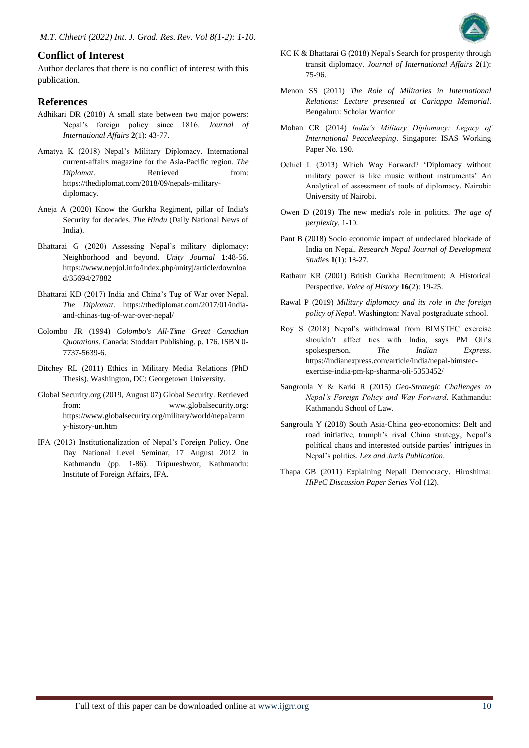## Conflict of Interest

Author declares that there is no conflict of interest with this publication.

## References

Adhikari DR (2018) A small state between two major powers: Nepal's foreign policy since 1816. *Journal of International Affairs* **2**(1): 43-77.

Amatya K (2018) Nepal's Military Diplomacy. International current-affairs magazine for the Asia-Pacific region. *The Diplomat*. Retrieved from: https://thediplomat.com/2018/09/nepals-military-diplomacy.

Aneja A (2020) Know the Gurkha Regiment, pillar of India's Security for decades. *The Hindu* (Daily National News of India).

Bhattarai G (2020) Assessing Nepal's military diplomacy: Neighborhood and beyond. *Unity Journal* **1**:48-56. https://www.nepjol.info/index.php/unityj/article/download/35694/27882

Bhattarai KD (2017) India and China's Tug of War over Nepal. *The Diplomat*. https://thediplomat.com/2017/01/india-and-chinas-tug-of-war-over-nepal/

Colombo JR (1994) *Colombo's All-Time Great Canadian Quotations*. Canada: Stoddart Publishing. p. 176. ISBN 0-7737-5639-6.

Ditchey RL (2011) Ethics in Military Media Relations (PhD Thesis). Washington, DC: Georgetown University.

Global Security.org (2019, August 07) Global Security. Retrieved from: www.globalsecurity.org: https://www.globalsecurity.org/military/world/nepal/army-history-un.htm

IFA (2013) Institutionalization of Nepal's Foreign Policy. One Day National Level Seminar, 17 August 2012 in Kathmandu (pp. 1-86). Tripureshwor, Kathmandu: Institute of Foreign Affairs, IFA.

KC K & Bhattarai G (2018) Nepal's Search for prosperity through transit diplomacy. *Journal of International Affairs* **2**(1): 75-96.

Menon SS (2011) *The Role of Militaries in International Relations: Lecture presented at Cariappa Memorial*. Bengaluru: Scholar Warrior

Mohan CR (2014) *India's Military Diplomacy: Legacy of International Peacekeeping*. Singapore: ISAS Working Paper No. 190.

Ochiel L (2013) Which Way Forward? 'Diplomacy without military power is like music without instruments' An Analytical of assessment of tools of diplomacy. Nairobi: University of Nairobi.

Owen D (2019) The new media's role in politics. *The age of perplexity*, 1-10.

Pant B (2018) Socio economic impact of undeclared blockade of India on Nepal. *Research Nepal Journal of Development Studies* **1**(1): 18-27.

Rathaur KR (2001) British Gurkha Recruitment: A Historical Perspective. *Voice of History* **16**(2): 19-25.

Rawal P (2019) *Military diplomacy and its role in the foreign policy of Nepal*. Washington: Naval postgraduate school.

Roy S (2018) Nepal's withdrawal from BIMSTEC exercise shouldn't affect ties with India, says PM Oli's spokesperson. *The Indian Express*. https://indianexpress.com/article/india/nepal-bimstec-exercise-india-pm-kp-sharma-oli-5353452/

Sangroula Y & Karki R (2015) *Geo-Strategic Challenges to Nepal's Foreign Policy and Way Forward*. Kathmandu: Kathmandu School of Law.

Sangroula Y (2018) South Asia-China geo-economics: Belt and road initiative, trumph's rival China strategy, Nepal's political chaos and interested outside parties' intrigues in Nepal's politics. *Lex and Juris Publication*.

Thapa GB (2011) Explaining Nepali Democracy. Hiroshima: *HiPeC Discussion Paper Series* Vol (12).